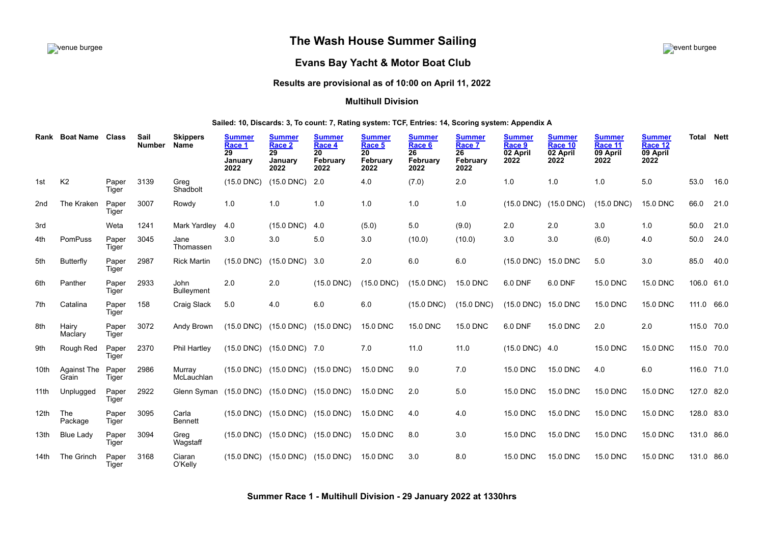# The Wash House Summer Sailing

## Evans Bay Yacht & Motor Boat Club

### Results are provisional as of 10:00 on April 11, 2022

### Multihull Division

**Sailed: 10, Discards: 3, To count: 7, Rating system: TCF, Entries: 14, Scoring system: Appendix A**

| Rank | Boat Name | Class | Sail Number | Skippers Name | Summer Race 1 29 January 2022 | Summer Race 2 29 January 2022 | Summer Race 4 20 February 2022 | Summer Race 5 20 February 2022 | Summer Race 6 26 February 2022 | Summer Race 7 26 February 2022 | Summer Race 9 02 April 2022 | Summer Race 10 02 April 2022 | Summer Race 11 09 April 2022 | Summer Race 12 09 April 2022 | Total | Nett |
|---|---|---|---|---|---|---|---|---|---|---|---|---|---|---|---|---|
| 1st | K2 | Paper Tiger | 3139 | Greg Shadbolt | (15.0 DNC) | (15.0 DNC) | 2.0 | 4.0 | (7.0) | 2.0 | 1.0 | 1.0 | 1.0 | 5.0 | 53.0 | 16.0 |
| 2nd | The Kraken | Paper Tiger | 3007 | Rowdy | 1.0 | 1.0 | 1.0 | 1.0 | 1.0 | 1.0 | (15.0 DNC) | (15.0 DNC) | (15.0 DNC) | 15.0 DNC | 66.0 | 21.0 |
| 3rd | | Weta | 1241 | Mark Yardley | 4.0 | (15.0 DNC) | 4.0 | (5.0) | 5.0 | (9.0) | 2.0 | 2.0 | 3.0 | 1.0 | 50.0 | 21.0 |
| 4th | PomPuss | Paper Tiger | 3045 | Jane Thomassen | 3.0 | 3.0 | 5.0 | 3.0 | (10.0) | (10.0) | 3.0 | 3.0 | (6.0) | 4.0 | 50.0 | 24.0 |
| 5th | Butterfly | Paper Tiger | 2987 | Rick Martin | (15.0 DNC) | (15.0 DNC) | 3.0 | 2.0 | 6.0 | 6.0 | (15.0 DNC) | 15.0 DNC | 5.0 | 3.0 | 85.0 | 40.0 |
| 6th | Panther | Paper Tiger | 2933 | John Bulleyment | 2.0 | 2.0 | (15.0 DNC) | (15.0 DNC) | (15.0 DNC) | 15.0 DNC | 6.0 DNF | 6.0 DNF | 15.0 DNC | 15.0 DNC | 106.0 | 61.0 |
| 7th | Catalina | Paper Tiger | 158 | Craig Slack | 5.0 | 4.0 | 6.0 | 6.0 | (15.0 DNC) | (15.0 DNC) | (15.0 DNC) | 15.0 DNC | 15.0 DNC | 15.0 DNC | 111.0 | 66.0 |
| 8th | Hairy Maclary | Paper Tiger | 3072 | Andy Brown | (15.0 DNC) | (15.0 DNC) | (15.0 DNC) | 15.0 DNC | 15.0 DNC | 15.0 DNC | 6.0 DNF | 15.0 DNC | 2.0 | 2.0 | 115.0 | 70.0 |
| 9th | Rough Red | Paper Tiger | 2370 | Phil Hartley | (15.0 DNC) | (15.0 DNC) | 7.0 | 7.0 | 11.0 | 11.0 | (15.0 DNC) | 4.0 | 15.0 DNC | 15.0 DNC | 115.0 | 70.0 |
| 10th | Against The Grain | Paper Tiger | 2986 | Murray McLauchlan | (15.0 DNC) | (15.0 DNC) | (15.0 DNC) | 15.0 DNC | 9.0 | 7.0 | 15.0 DNC | 15.0 DNC | 4.0 | 6.0 | 116.0 | 71.0 |
| 11th | Unplugged | Paper Tiger | 2922 | Glenn Syman | (15.0 DNC) | (15.0 DNC) | (15.0 DNC) | 15.0 DNC | 2.0 | 5.0 | 15.0 DNC | 15.0 DNC | 15.0 DNC | 15.0 DNC | 127.0 | 82.0 |
| 12th | The Package | Paper Tiger | 3095 | Carla Bennett | (15.0 DNC) | (15.0 DNC) | (15.0 DNC) | 15.0 DNC | 4.0 | 4.0 | 15.0 DNC | 15.0 DNC | 15.0 DNC | 15.0 DNC | 128.0 | 83.0 |
| 13th | Blue Lady | Paper Tiger | 3094 | Greg Wagstaff | (15.0 DNC) | (15.0 DNC) | (15.0 DNC) | 15.0 DNC | 8.0 | 3.0 | 15.0 DNC | 15.0 DNC | 15.0 DNC | 15.0 DNC | 131.0 | 86.0 |
| 14th | The Grinch | Paper Tiger | 3168 | Ciaran O'Kelly | (15.0 DNC) | (15.0 DNC) | (15.0 DNC) | 15.0 DNC | 3.0 | 8.0 | 15.0 DNC | 15.0 DNC | 15.0 DNC | 15.0 DNC | 131.0 | 86.0 |

### Summer Race 1 - Multihull Division - 29 January 2022 at 1330hrs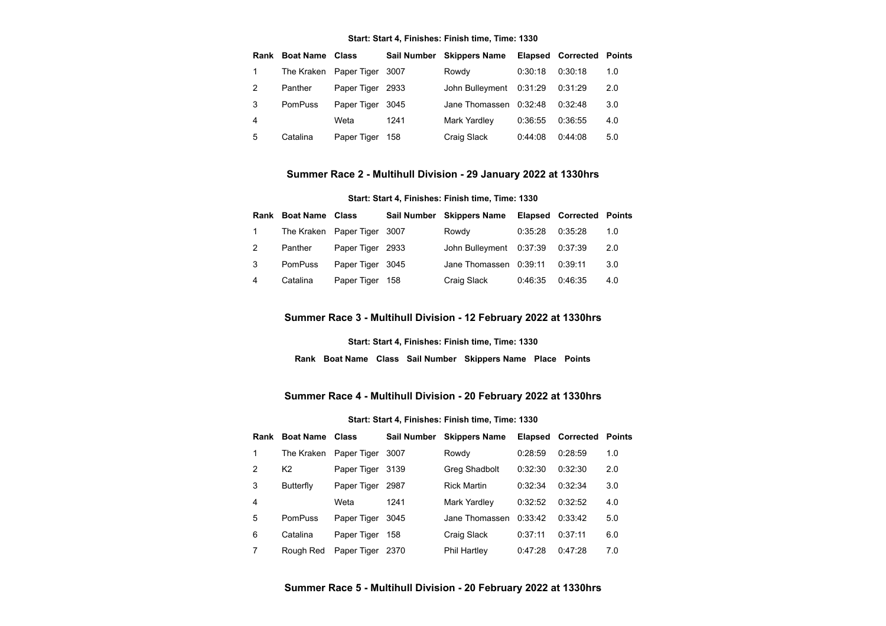**Start: Start 4, Finishes: Finish time, Time: 1330**

| Rank | Boat Name | Class | Sail Number | Skippers Name | Elapsed | Corrected | Points |
|---|---|---|---|---|---|---|---|
| 1 | The Kraken | Paper Tiger | 3007 | Rowdy | 0:30:18 | 0:30:18 | 1.0 |
| 2 | Panther | Paper Tiger | 2933 | John Bulleyment | 0:31:29 | 0:31:29 | 2.0 |
| 3 | PomPuss | Paper Tiger | 3045 | Jane Thomassen | 0:32:48 | 0:32:48 | 3.0 |
| 4 | | Weta | 1241 | Mark Yardley | 0:36:55 | 0:36:55 | 4.0 |
| 5 | Catalina | Paper Tiger | 158 | Craig Slack | 0:44:08 | 0:44:08 | 5.0 |

## Summer Race 2 - Multihull Division - 29 January 2022 at 1330hrs

**Start: Start 4, Finishes: Finish time, Time: 1330**

| Rank | Boat Name | Class | Sail Number | Skippers Name | Elapsed | Corrected | Points |
|---|---|---|---|---|---|---|---|
| 1 | The Kraken | Paper Tiger | 3007 | Rowdy | 0:35:28 | 0:35:28 | 1.0 |
| 2 | Panther | Paper Tiger | 2933 | John Bulleyment | 0:37:39 | 0:37:39 | 2.0 |
| 3 | PomPuss | Paper Tiger | 3045 | Jane Thomassen | 0:39:11 | 0:39:11 | 3.0 |
| 4 | Catalina | Paper Tiger | 158 | Craig Slack | 0:46:35 | 0:46:35 | 4.0 |

## Summer Race 3 - Multihull Division - 12 February 2022 at 1330hrs

**Start: Start 4, Finishes: Finish time, Time: 1330**

| Rank | Boat Name | Class | Sail Number | Skippers Name | Place | Points |
|---|---|---|---|---|---|---|

## Summer Race 4 - Multihull Division - 20 February 2022 at 1330hrs

**Start: Start 4, Finishes: Finish time, Time: 1330**

| Rank | Boat Name | Class | Sail Number | Skippers Name | Elapsed | Corrected | Points |
|---|---|---|---|---|---|---|---|
| 1 | The Kraken | Paper Tiger | 3007 | Rowdy | 0:28:59 | 0:28:59 | 1.0 |
| 2 | K2 | Paper Tiger | 3139 | Greg Shadbolt | 0:32:30 | 0:32:30 | 2.0 |
| 3 | Butterfly | Paper Tiger | 2987 | Rick Martin | 0:32:34 | 0:32:34 | 3.0 |
| 4 | | Weta | 1241 | Mark Yardley | 0:32:52 | 0:32:52 | 4.0 |
| 5 | PomPuss | Paper Tiger | 3045 | Jane Thomassen | 0:33:42 | 0:33:42 | 5.0 |
| 6 | Catalina | Paper Tiger | 158 | Craig Slack | 0:37:11 | 0:37:11 | 6.0 |
| 7 | Rough Red | Paper Tiger | 2370 | Phil Hartley | 0:47:28 | 0:47:28 | 7.0 |

## Summer Race 5 - Multihull Division - 20 February 2022 at 1330hrs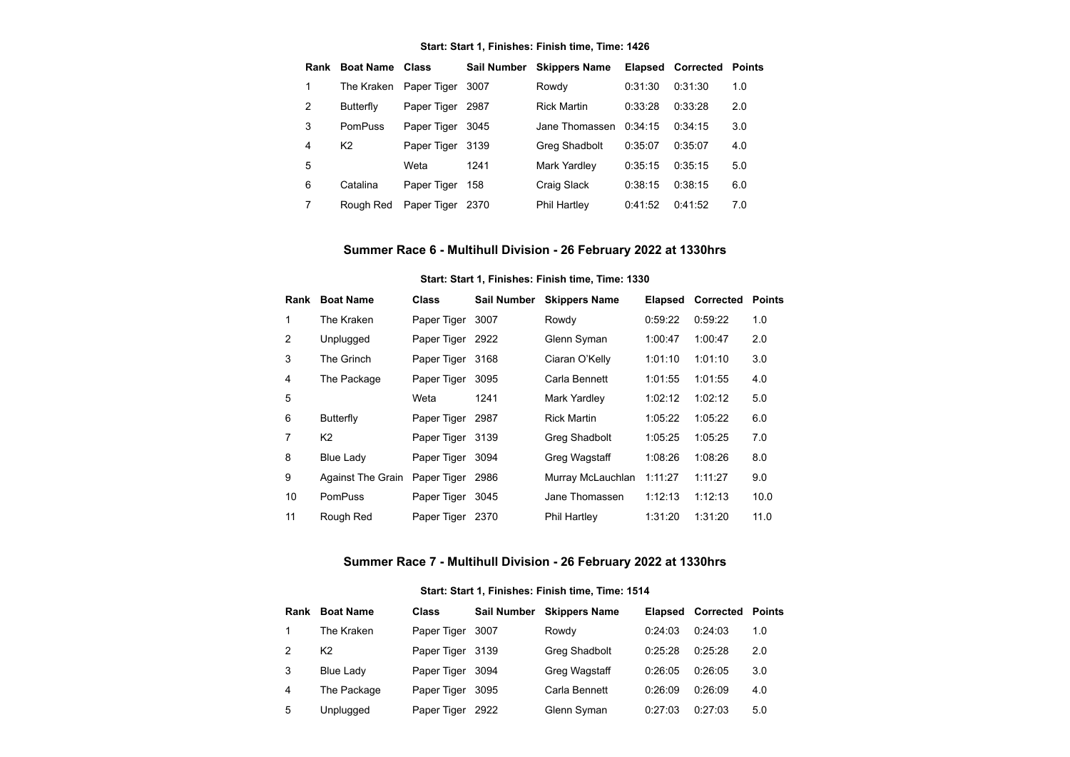**Start: Start 1, Finishes: Finish time, Time: 1426**

| Rank | Boat Name | Class | Sail Number | Skippers Name | Elapsed | Corrected | Points |
|---|---|---|---|---|---|---|---|
| 1 | The Kraken | Paper Tiger | 3007 | Rowdy | 0:31:30 | 0:31:30 | 1.0 |
| 2 | Butterfly | Paper Tiger | 2987 | Rick Martin | 0:33:28 | 0:33:28 | 2.0 |
| 3 | PomPuss | Paper Tiger | 3045 | Jane Thomassen | 0:34:15 | 0:34:15 | 3.0 |
| 4 | K2 | Paper Tiger | 3139 | Greg Shadbolt | 0:35:07 | 0:35:07 | 4.0 |
| 5 | | Weta | 1241 | Mark Yardley | 0:35:15 | 0:35:15 | 5.0 |
| 6 | Catalina | Paper Tiger | 158 | Craig Slack | 0:38:15 | 0:38:15 | 6.0 |
| 7 | Rough Red | Paper Tiger | 2370 | Phil Hartley | 0:41:52 | 0:41:52 | 7.0 |

## Summer Race 6 - Multihull Division - 26 February 2022 at 1330hrs

**Start: Start 1, Finishes: Finish time, Time: 1330**

| Rank | Boat Name | Class | Sail Number | Skippers Name | Elapsed | Corrected | Points |
|---|---|---|---|---|---|---|---|
| 1 | The Kraken | Paper Tiger | 3007 | Rowdy | 0:59:22 | 0:59:22 | 1.0 |
| 2 | Unplugged | Paper Tiger | 2922 | Glenn Syman | 1:00:47 | 1:00:47 | 2.0 |
| 3 | The Grinch | Paper Tiger | 3168 | Ciaran O'Kelly | 1:01:10 | 1:01:10 | 3.0 |
| 4 | The Package | Paper Tiger | 3095 | Carla Bennett | 1:01:55 | 1:01:55 | 4.0 |
| 5 | | Weta | 1241 | Mark Yardley | 1:02:12 | 1:02:12 | 5.0 |
| 6 | Butterfly | Paper Tiger | 2987 | Rick Martin | 1:05:22 | 1:05:22 | 6.0 |
| 7 | K2 | Paper Tiger | 3139 | Greg Shadbolt | 1:05:25 | 1:05:25 | 7.0 |
| 8 | Blue Lady | Paper Tiger | 3094 | Greg Wagstaff | 1:08:26 | 1:08:26 | 8.0 |
| 9 | Against The Grain | Paper Tiger | 2986 | Murray McLauchlan | 1:11:27 | 1:11:27 | 9.0 |
| 10 | PomPuss | Paper Tiger | 3045 | Jane Thomassen | 1:12:13 | 1:12:13 | 10.0 |
| 11 | Rough Red | Paper Tiger | 2370 | Phil Hartley | 1:31:20 | 1:31:20 | 11.0 |

## Summer Race 7 - Multihull Division - 26 February 2022 at 1330hrs

**Start: Start 1, Finishes: Finish time, Time: 1514**

| Rank | Boat Name | Class | Sail Number | Skippers Name | Elapsed | Corrected | Points |
|---|---|---|---|---|---|---|---|
| 1 | The Kraken | Paper Tiger | 3007 | Rowdy | 0:24:03 | 0:24:03 | 1.0 |
| 2 | K2 | Paper Tiger | 3139 | Greg Shadbolt | 0:25:28 | 0:25:28 | 2.0 |
| 3 | Blue Lady | Paper Tiger | 3094 | Greg Wagstaff | 0:26:05 | 0:26:05 | 3.0 |
| 4 | The Package | Paper Tiger | 3095 | Carla Bennett | 0:26:09 | 0:26:09 | 4.0 |
| 5 | Unplugged | Paper Tiger | 2922 | Glenn Syman | 0:27:03 | 0:27:03 | 5.0 |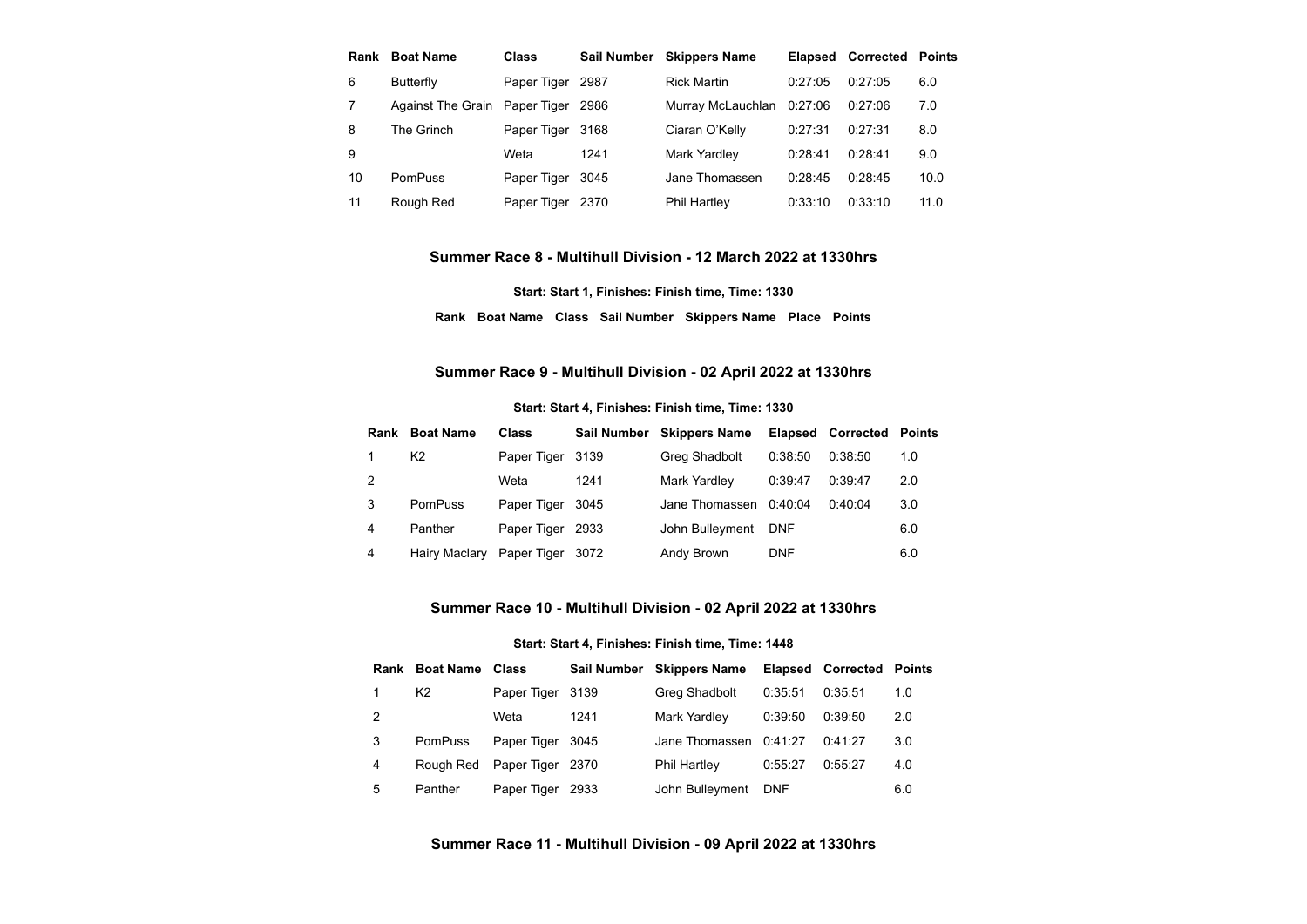| Rank | Boat Name | Class | Sail Number | Skippers Name | Elapsed | Corrected | Points |
|---|---|---|---|---|---|---|---|
| 6 | Butterfly | Paper Tiger | 2987 | Rick Martin | 0:27:05 | 0:27:05 | 6.0 |
| 7 | Against The Grain | Paper Tiger | 2986 | Murray McLauchlan | 0:27:06 | 0:27:06 | 7.0 |
| 8 | The Grinch | Paper Tiger | 3168 | Ciaran O'Kelly | 0:27:31 | 0:27:31 | 8.0 |
| 9 | | Weta | 1241 | Mark Yardley | 0:28:41 | 0:28:41 | 9.0 |
| 10 | PomPuss | Paper Tiger | 3045 | Jane Thomassen | 0:28:45 | 0:28:45 | 10.0 |
| 11 | Rough Red | Paper Tiger | 2370 | Phil Hartley | 0:33:10 | 0:33:10 | 11.0 |

### Summer Race 8 - Multihull Division - 12 March 2022 at 1330hrs

**Start: Start 1, Finishes: Finish time, Time: 1330**

| Rank | Boat Name | Class | Sail Number | Skippers Name | Place | Points |
|---|---|---|---|---|---|---|

### Summer Race 9 - Multihull Division - 02 April 2022 at 1330hrs

**Start: Start 4, Finishes: Finish time, Time: 1330**

| Rank | Boat Name | Class | Sail Number | Skippers Name | Elapsed | Corrected | Points |
|---|---|---|---|---|---|---|---|
| 1 | K2 | Paper Tiger | 3139 | Greg Shadbolt | 0:38:50 | 0:38:50 | 1.0 |
| 2 | | Weta | 1241 | Mark Yardley | 0:39:47 | 0:39:47 | 2.0 |
| 3 | PomPuss | Paper Tiger | 3045 | Jane Thomassen | 0:40:04 | 0:40:04 | 3.0 |
| 4 | Panther | Paper Tiger | 2933 | John Bulleyment | DNF | | 6.0 |
| 4 | Hairy Maclary | Paper Tiger | 3072 | Andy Brown | DNF | | 6.0 |

### Summer Race 10 - Multihull Division - 02 April 2022 at 1330hrs

**Start: Start 4, Finishes: Finish time, Time: 1448**

| Rank | Boat Name | Class | Sail Number | Skippers Name | Elapsed | Corrected | Points |
|---|---|---|---|---|---|---|---|
| 1 | K2 | Paper Tiger | 3139 | Greg Shadbolt | 0:35:51 | 0:35:51 | 1.0 |
| 2 | | Weta | 1241 | Mark Yardley | 0:39:50 | 0:39:50 | 2.0 |
| 3 | PomPuss | Paper Tiger | 3045 | Jane Thomassen | 0:41:27 | 0:41:27 | 3.0 |
| 4 | Rough Red | Paper Tiger | 2370 | Phil Hartley | 0:55:27 | 0:55:27 | 4.0 |
| 5 | Panther | Paper Tiger | 2933 | John Bulleyment | DNF | | 6.0 |

### Summer Race 11 - Multihull Division - 09 April 2022 at 1330hrs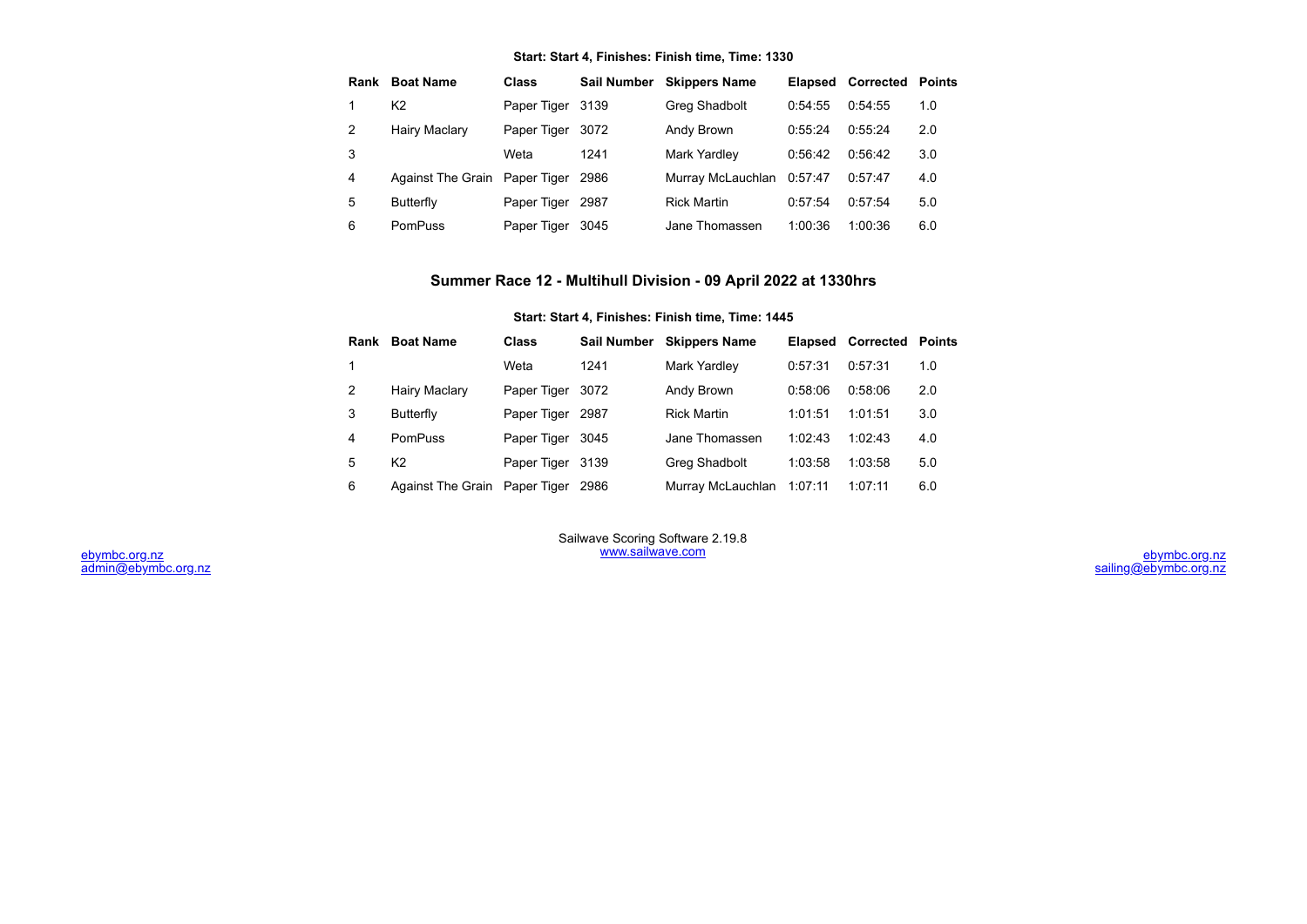**Start: Start 4, Finishes: Finish time, Time: 1330**

| Rank | Boat Name | Class | Sail Number | Skippers Name | Elapsed | Corrected | Points |
|---|---|---|---|---|---|---|---|
| 1 | K2 | Paper Tiger | 3139 | Greg Shadbolt | 0:54:55 | 0:54:55 | 1.0 |
| 2 | Hairy Maclary | Paper Tiger | 3072 | Andy Brown | 0:55:24 | 0:55:24 | 2.0 |
| 3 | | Weta | 1241 | Mark Yardley | 0:56:42 | 0:56:42 | 3.0 |
| 4 | Against The Grain | Paper Tiger | 2986 | Murray McLauchlan | 0:57:47 | 0:57:47 | 4.0 |
| 5 | Butterfly | Paper Tiger | 2987 | Rick Martin | 0:57:54 | 0:57:54 | 5.0 |
| 6 | PomPuss | Paper Tiger | 3045 | Jane Thomassen | 1:00:36 | 1:00:36 | 6.0 |

## Summer Race 12 - Multihull Division - 09 April 2022 at 1330hrs

**Start: Start 4, Finishes: Finish time, Time: 1445**

| Rank | Boat Name | Class | Sail Number | Skippers Name | Elapsed | Corrected | Points |
|---|---|---|---|---|---|---|---|
| 1 | | Weta | 1241 | Mark Yardley | 0:57:31 | 0:57:31 | 1.0 |
| 2 | Hairy Maclary | Paper Tiger | 3072 | Andy Brown | 0:58:06 | 0:58:06 | 2.0 |
| 3 | Butterfly | Paper Tiger | 2987 | Rick Martin | 1:01:51 | 1:01:51 | 3.0 |
| 4 | PomPuss | Paper Tiger | 3045 | Jane Thomassen | 1:02:43 | 1:02:43 | 4.0 |
| 5 | K2 | Paper Tiger | 3139 | Greg Shadbolt | 1:03:58 | 1:03:58 | 5.0 |
| 6 | Against The Grain | Paper Tiger | 2986 | Murray McLauchlan | 1:07:11 | 1:07:11 | 6.0 |

Sailwave Scoring Software 2.19.8
www.sailwave.com

ebymbc.org.nz
admin@ebymbc.org.nz

ebymbc.org.nz
sailing@ebymbc.org.nz